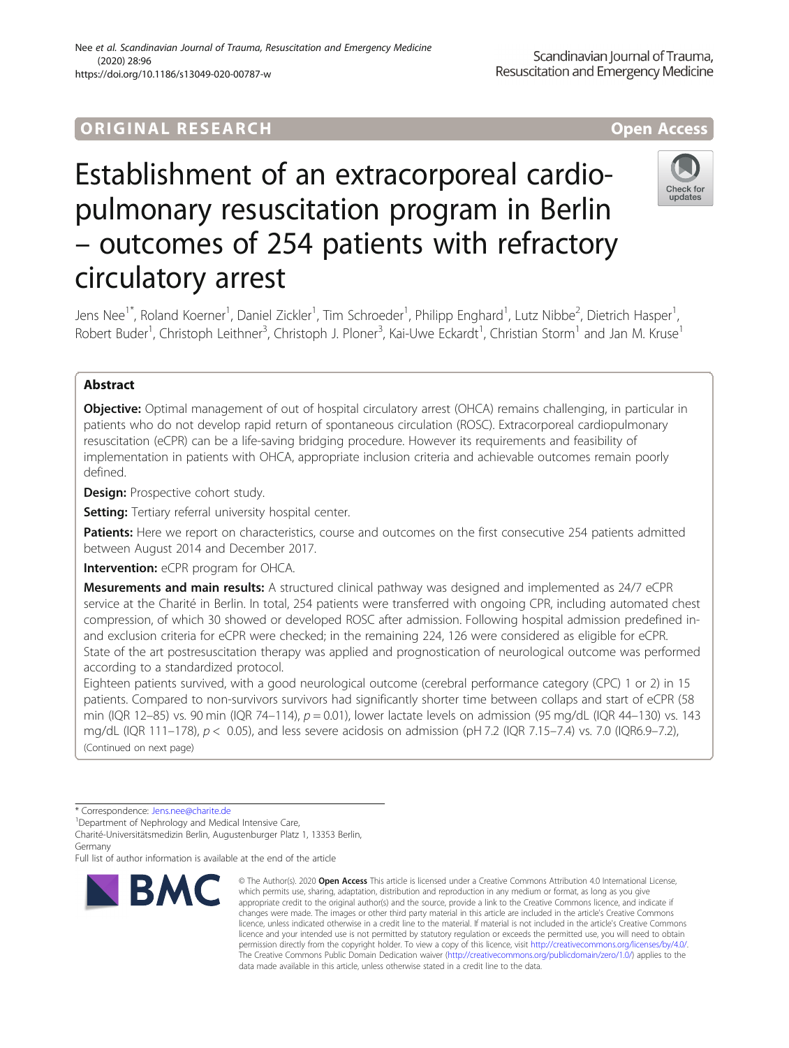ORIGINAL RESEARCH Open Access

# Establishment of an extracorporeal cardio-pulmonary resuscitation program in Berlin – outcomes of 254 patients with refractory circulatory arrest

Jens Nee[1*], Roland Koerner[1], Daniel Zickler[1], Tim Schroeder[1], Philipp Enghard[1], Lutz Nibbe[2], Dietrich Hasper[1], Robert Buder[1], Christoph Leithner[3], Christoph J. Ploner[3], Kai-Uwe Eckardt[1], Christian Storm[1] and Jan M. Kruse[1]

## Abstract

**Objective:** Optimal management of out of hospital circulatory arrest (OHCA) remains challenging, in particular in patients who do not develop rapid return of spontaneous circulation (ROSC). Extracorporeal cardiopulmonary resuscitation (eCPR) can be a life-saving bridging procedure. However its requirements and feasibility of implementation in patients with OHCA, appropriate inclusion criteria and achievable outcomes remain poorly defined.

**Design:** Prospective cohort study.

**Setting:** Tertiary referral university hospital center.

**Patients:** Here we report on characteristics, course and outcomes on the first consecutive 254 patients admitted between August 2014 and December 2017.

**Intervention:** eCPR program for OHCA.

**Mesurements and main results:** A structured clinical pathway was designed and implemented as 24/7 eCPR service at the Charité in Berlin. In total, 254 patients were transferred with ongoing CPR, including automated chest compression, of which 30 showed or developed ROSC after admission. Following hospital admission predefined in- and exclusion criteria for eCPR were checked; in the remaining 224, 126 were considered as eligible for eCPR. State of the art postresuscitation therapy was applied and prognostication of neurological outcome was performed according to a standardized protocol.

Eighteen patients survived, with a good neurological outcome (cerebral performance category (CPC) 1 or 2) in 15 patients. Compared to non-survivors survivors had significantly shorter time between collaps and start of eCPR (58 min (IQR 12–85) vs. 90 min (IQR 74–114), $p = 0.01$), lower lactate levels on admission (95 mg/dL (IQR 44–130) vs. 143 mg/dL (IQR 111–178), $p < 0.05$), and less severe acidosis on admission (pH 7.2 (IQR 7.15–7.4) vs. 7.0 (IQR6.9–7.2),

(Continued on next page)

* Correspondence: Jens.nee@charite.de
[1]Department of Nephrology and Medical Intensive Care, Charité-Universitätsmedizin Berlin, Augustenburger Platz 1, 13353 Berlin, Germany
Full list of author information is available at the end of the article

© The Author(s). 2020 **Open Access** This article is licensed under a Creative Commons Attribution 4.0 International License, which permits use, sharing, adaptation, distribution and reproduction in any medium or format, as long as you give appropriate credit to the original author(s) and the source, provide a link to the Creative Commons licence, and indicate if changes were made. The images or other third party material in this article are included in the article's Creative Commons licence, unless indicated otherwise in a credit line to the material. If material is not included in the article's Creative Commons licence and your intended use is not permitted by statutory regulation or exceeds the permitted use, you will need to obtain permission directly from the copyright holder. To view a copy of this licence, visit http://creativecommons.org/licenses/by/4.0/. The Creative Commons Public Domain Dedication waiver (http://creativecommons.org/publicdomain/zero/1.0/) applies to the data made available in this article, unless otherwise stated in a credit line to the data.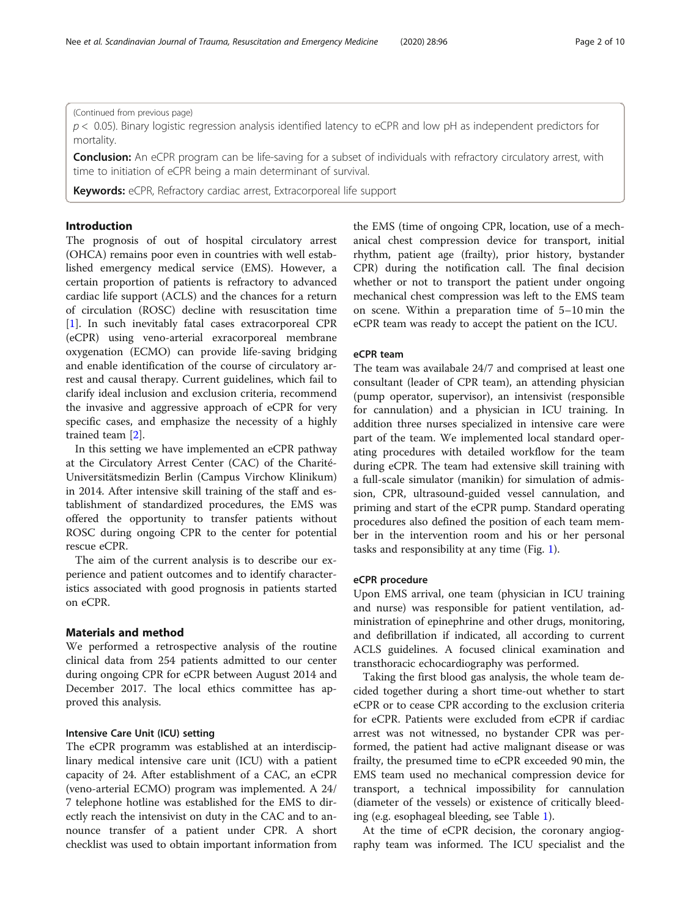(Continued from previous page)

$p < 0.05$). Binary logistic regression analysis identified latency to eCPR and low pH as independent predictors for mortality.

**Conclusion:** An eCPR program can be life-saving for a subset of individuals with refractory circulatory arrest, with time to initiation of eCPR being a main determinant of survival.

**Keywords:** eCPR, Refractory cardiac arrest, Extracorporeal life support

## Introduction

The prognosis of out of hospital circulatory arrest (OHCA) remains poor even in countries with well established emergency medical service (EMS). However, a certain proportion of patients is refractory to advanced cardiac life support (ACLS) and the chances for a return of circulation (ROSC) decline with resuscitation time [1]. In such inevitably fatal cases extracorporeal CPR (eCPR) using veno-arterial exracorporeal membrane oxygenation (ECMO) can provide life-saving bridging and enable identification of the course of circulatory arrest and causal therapy. Current guidelines, which fail to clarify ideal inclusion and exclusion criteria, recommend the invasive and aggressive approach of eCPR for very specific cases, and emphasize the necessity of a highly trained team [2].

In this setting we have implemented an eCPR pathway at the Circulatory Arrest Center (CAC) of the Charité-Universitätsmedizin Berlin (Campus Virchow Klinikum) in 2014. After intensive skill training of the staff and establishment of standardized procedures, the EMS was offered the opportunity to transfer patients without ROSC during ongoing CPR to the center for potential rescue eCPR.

The aim of the current analysis is to describe our experience and patient outcomes and to identify characteristics associated with good prognosis in patients started on eCPR.

## Materials and method

We performed a retrospective analysis of the routine clinical data from 254 patients admitted to our center during ongoing CPR for eCPR between August 2014 and December 2017. The local ethics committee has approved this analysis.

### Intensive Care Unit (ICU) setting

The eCPR programm was established at an interdisciplinary medical intensive care unit (ICU) with a patient capacity of 24. After establishment of a CAC, an eCPR (veno-arterial ECMO) program was implemented. A 24/7 telephone hotline was established for the EMS to directly reach the intensivist on duty in the CAC and to announce transfer of a patient under CPR. A short checklist was used to obtain important information from the EMS (time of ongoing CPR, location, use of a mechanical chest compression device for transport, initial rhythm, patient age (frailty), prior history, bystander CPR) during the notification call. The final decision whether or not to transport the patient under ongoing mechanical chest compression was left to the EMS team on scene. Within a preparation time of 5–10 min the eCPR team was ready to accept the patient on the ICU.

### eCPR team

The team was availabale 24/7 and comprised at least one consultant (leader of CPR team), an attending physician (pump operator, supervisor), an intensivist (responsible for cannulation) and a physician in ICU training. In addition three nurses specialized in intensive care were part of the team. We implemented local standard operating procedures with detailed workflow for the team during eCPR. The team had extensive skill training with a full-scale simulator (manikin) for simulation of admission, CPR, ultrasound-guided vessel cannulation, and priming and start of the eCPR pump. Standard operating procedures also defined the position of each team member in the intervention room and his or her personal tasks and responsibility at any time (Fig. 1).

### eCPR procedure

Upon EMS arrival, one team (physician in ICU training and nurse) was responsible for patient ventilation, administration of epinephrine and other drugs, monitoring, and defibrillation if indicated, all according to current ACLS guidelines. A focused clinical examination and transthoracic echocardiography was performed.

Taking the first blood gas analysis, the whole team decided together during a short time-out whether to start eCPR or to cease CPR according to the exclusion criteria for eCPR. Patients were excluded from eCPR if cardiac arrest was not witnessed, no bystander CPR was performed, the patient had active malignant disease or was frailty, the presumed time to eCPR exceeded 90 min, the EMS team used no mechanical compression device for transport, a technical impossibility for cannulation (diameter of the vessels) or existence of critically bleeding (e.g. esophageal bleeding, see Table 1).

At the time of eCPR decision, the coronary angiography team was informed. The ICU specialist and the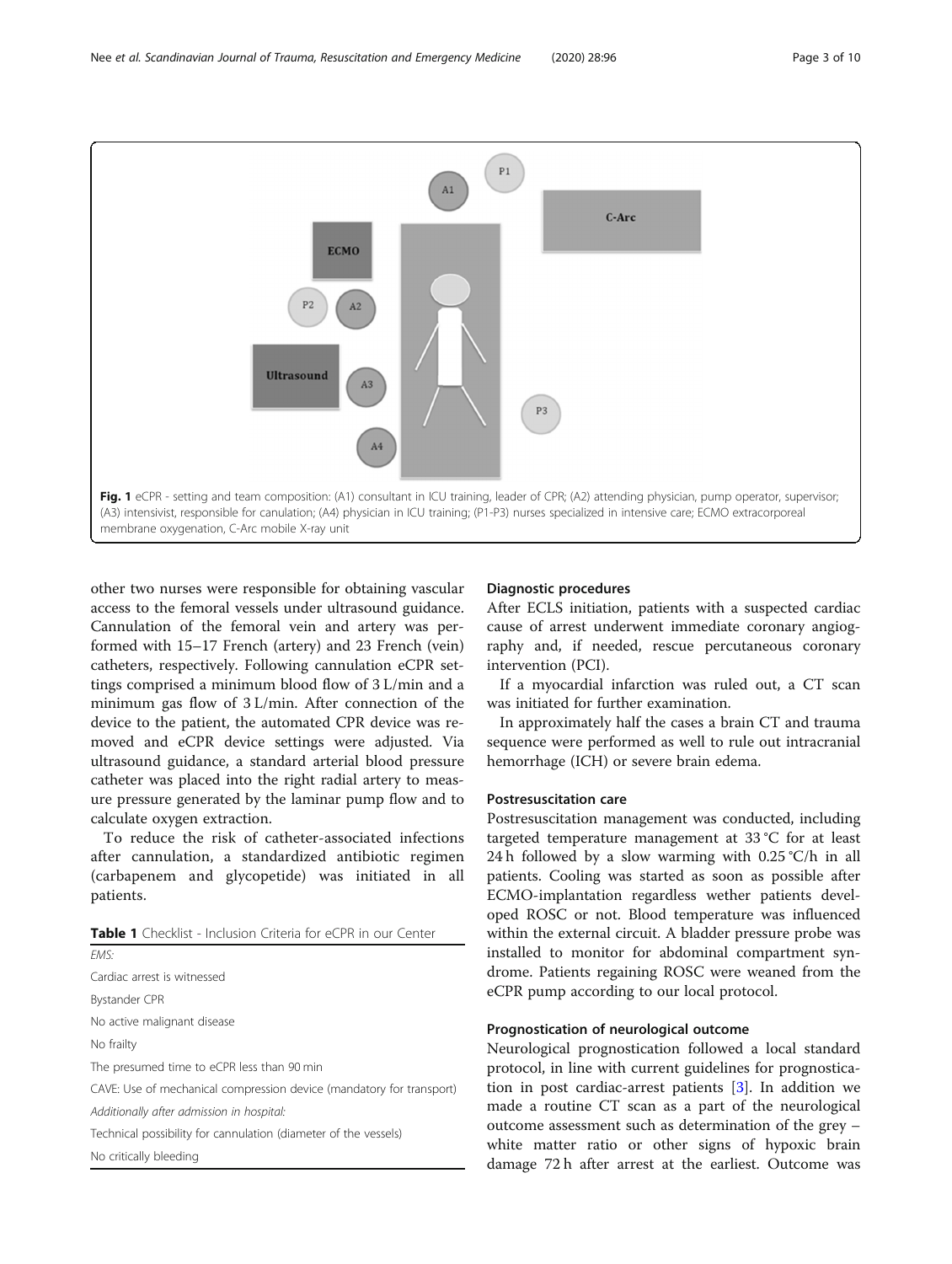Fig. 1 eCPR - setting and team composition: (A1) consultant in ICU training, leader of CPR; (A2) attending physician, pump operator, supervisor; (A3) intensivist, responsible for canulation; (A4) physician in ICU training; (P1-P3) nurses specialized in intensive care; ECMO extracorporeal membrane oxygenation, C-Arc mobile X-ray unit

other two nurses were responsible for obtaining vascular access to the femoral vessels under ultrasound guidance. Cannulation of the femoral vein and artery was performed with 15–17 French (artery) and 23 French (vein) catheters, respectively. Following cannulation eCPR settings comprised a minimum blood flow of 3 L/min and a minimum gas flow of 3 L/min. After connection of the device to the patient, the automated CPR device was removed and eCPR device settings were adjusted. Via ultrasound guidance, a standard arterial blood pressure catheter was placed into the right radial artery to measure pressure generated by the laminar pump flow and to calculate oxygen extraction.

To reduce the risk of catheter-associated infections after cannulation, a standardized antibiotic regimen (carbapenem and glycopetide) was initiated in all patients.

**Table 1** Checklist - Inclusion Criteria for eCPR in our Center

| *EMS:* |
|---|
| Cardiac arrest is witnessed |
| Bystander CPR |
| No active malignant disease |
| No frailty |
| The presumed time to eCPR less than 90 min |
| CAVE: Use of mechanical compression device (mandatory for transport) |
| *Additionally after admission in hospital:* |
| Technical possibility for cannulation (diameter of the vessels) |
| No critically bleeding |

### Diagnostic procedures

After ECLS initiation, patients with a suspected cardiac cause of arrest underwent immediate coronary angiography and, if needed, rescue percutaneous coronary intervention (PCI).

If a myocardial infarction was ruled out, a CT scan was initiated for further examination.

In approximately half the cases a brain CT and trauma sequence were performed as well to rule out intracranial hemorrhage (ICH) or severe brain edema.

### Postresuscitation care

Postresuscitation management was conducted, including targeted temperature management at 33 °C for at least 24 h followed by a slow warming with 0.25 °C/h in all patients. Cooling was started as soon as possible after ECMO-implantation regardless wether patients developed ROSC or not. Blood temperature was influenced within the external circuit. A bladder pressure probe was installed to monitor for abdominal compartment syndrome. Patients regaining ROSC were weaned from the eCPR pump according to our local protocol.

### Prognostication of neurological outcome

Neurological prognostication followed a local standard protocol, in line with current guidelines for prognostication in post cardiac-arrest patients [3]. In addition we made a routine CT scan as a part of the neurological outcome assessment such as determination of the grey – white matter ratio or other signs of hypoxic brain damage 72 h after arrest at the earliest. Outcome was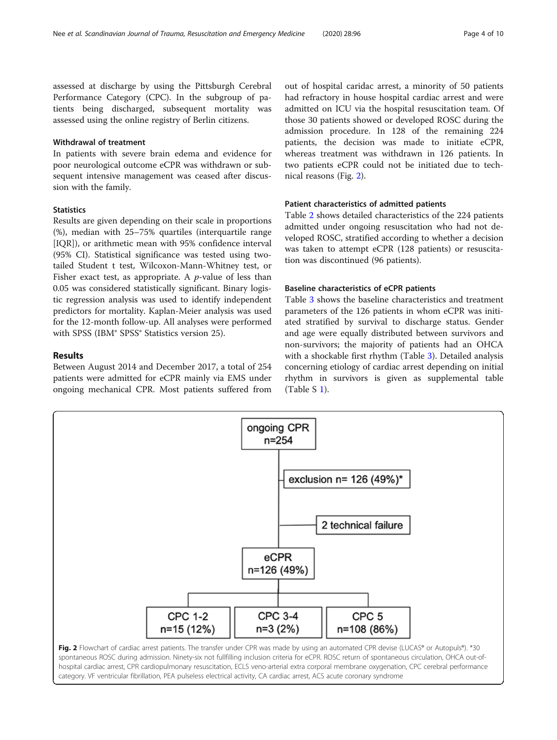assessed at discharge by using the Pittsburgh Cerebral Performance Category (CPC). In the subgroup of patients being discharged, subsequent mortality was assessed using the online registry of Berlin citizens.

### Withdrawal of treatment

In patients with severe brain edema and evidence for poor neurological outcome eCPR was withdrawn or subsequent intensive management was ceased after discussion with the family.

### Statistics

Results are given depending on their scale in proportions (%), median with 25–75% quartiles (interquartile range [IQR]), or arithmetic mean with 95% confidence interval (95% CI). Statistical significance was tested using two-tailed Student t test, Wilcoxon-Mann-Whitney test, or Fisher exact test, as appropriate. A $p$-value of less than 0.05 was considered statistically significant. Binary logistic regression analysis was used to identify independent predictors for mortality. Kaplan-Meier analysis was used for the 12-month follow-up. All analyses were performed with SPSS (IBM® SPSS® Statistics version 25).

## Results

Between August 2014 and December 2017, a total of 254 patients were admitted for eCPR mainly via EMS under ongoing mechanical CPR. Most patients suffered from out of hospital caridac arrest, a minority of 50 patients had refractory in house hospital cardiac arrest and were admitted on ICU via the hospital resuscitation team. Of those 30 patients showed or developed ROSC during the admission procedure. In 128 of the remaining 224 patients, the decision was made to initiate eCPR, whereas treatment was withdrawn in 126 patients. In two patients eCPR could not be initiated due to technical reasons (Fig. 2).

### Patient characteristics of admitted patients

Table 2 shows detailed characteristics of the 224 patients admitted under ongoing resuscitation who had not developed ROSC, stratified according to whether a decision was taken to attempt eCPR (128 patients) or resuscitation was discontinued (96 patients).

### Baseline characteristics of eCPR patients

Table 3 shows the baseline characteristics and treatment parameters of the 126 patients in whom eCPR was initiated stratified by survival to discharge status. Gender and age were equally distributed between survivors and non-survivors; the majority of patients had an OHCA with a shockable first rhythm (Table 3). Detailed analysis concerning etiology of cardiac arrest depending on initial rhythm in survivors is given as supplemental table (Table S 1).

```
ongoing CPR
n=254
   |
   |-- exclusion n= 126 (49%)*
   |
   |-- 2 technical failure
   |
eCPR
n=126 (49%)
   |
   |-- CPC 1-2  n=15 (12%)
   |-- CPC 3-4  n=3 (2%)
   |-- CPC 5    n=108 (86%)
```

**Fig. 2** Flowchart of cardiac arrest patients. The transfer under CPR was made by using an automated CPR devise (LUCAS® or Autopuls®). *30 spontaneous ROSC during admission. Ninety-six not fullfilling inclusion criteria for eCPR. ROSC return of spontaneous circulation, OHCA out-of-hospital cardiac arrest, CPR cardiopulmonary resuscitation, ECLS veno-arterial extra corporal membrane oxygenation, CPC cerebral performance category. VF ventricular fibrillation, PEA pulseless electrical activity, CA cardiac arrest, ACS acute coronary syndrome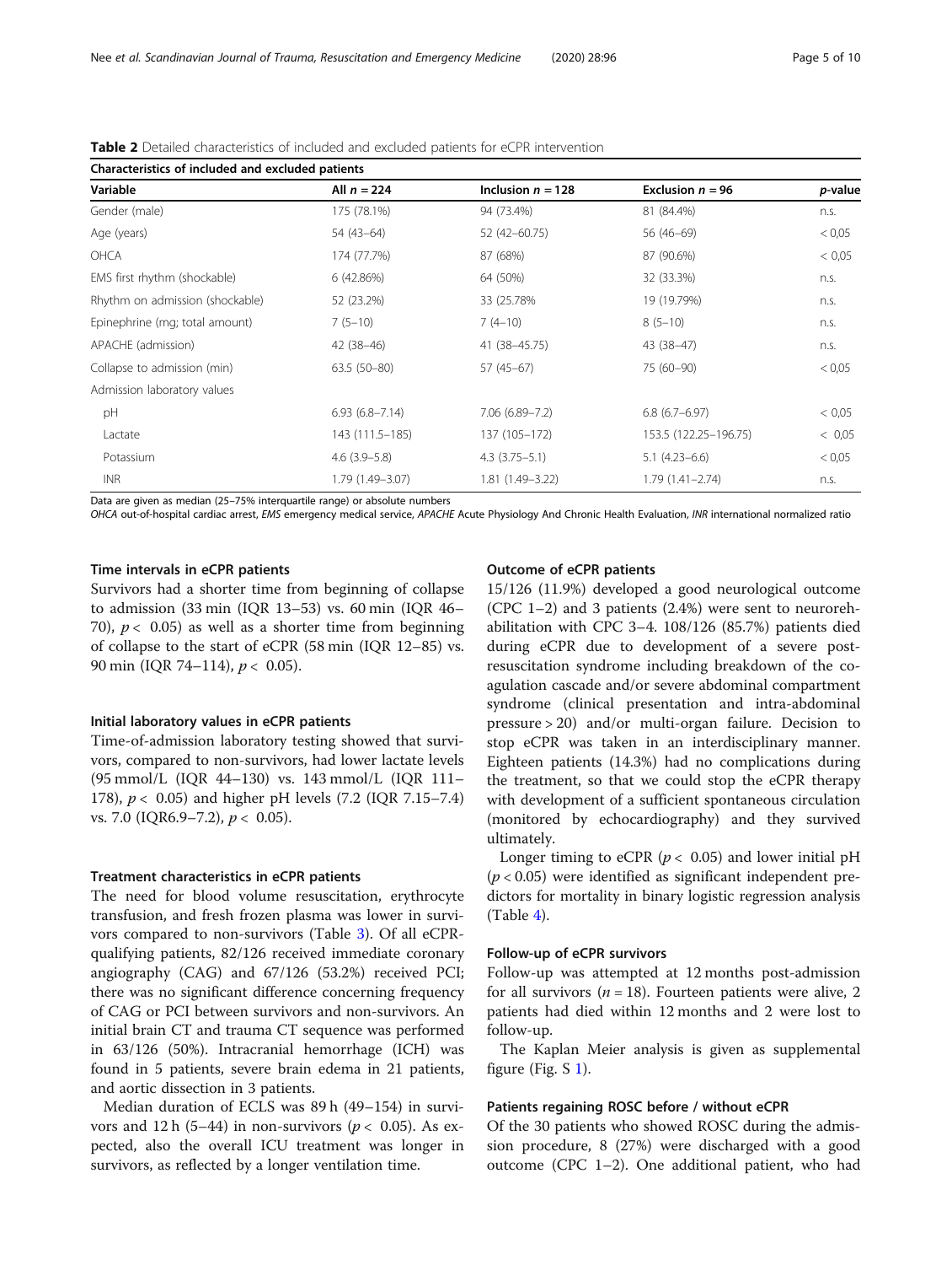**Table 2** Detailed characteristics of included and excluded patients for eCPR intervention

| Characteristics of included and excluded patients | | | | |
|---|---|---|---|---|
| **Variable** | **All n = 224** | **Inclusion n = 128** | **Exclusion n = 96** | ***p*-value** |
| Gender (male) | 175 (78.1%) | 94 (73.4%) | 81 (84.4%) | n.s. |
| Age (years) | 54 (43–64) | 52 (42–60.75) | 56 (46–69) | < 0,05 |
| OHCA | 174 (77.7%) | 87 (68%) | 87 (90.6%) | < 0,05 |
| EMS first rhythm (shockable) | 6 (42.86%) | 64 (50%) | 32 (33.3%) | n.s. |
| Rhythm on admission (shockable) | 52 (23.2%) | 33 (25.78% | 19 (19.79%) | n.s. |
| Epinephrine (mg; total amount) | 7 (5–10) | 7 (4–10) | 8 (5–10) | n.s. |
| APACHE (admission) | 42 (38–46) | 41 (38–45.75) | 43 (38–47) | n.s. |
| Collapse to admission (min) | 63.5 (50–80) | 57 (45–67) | 75 (60–90) | < 0,05 |
| Admission laboratory values | | | | |
| pH | 6.93 (6.8–7.14) | 7.06 (6.89–7.2) | 6.8 (6.7–6.97) | < 0,05 |
| Lactate | 143 (111.5–185) | 137 (105–172) | 153.5 (122.25–196.75) | < 0,05 |
| Potassium | 4.6 (3.9–5.8) | 4.3 (3.75–5.1) | 5.1 (4.23–6.6) | < 0,05 |
| INR | 1.79 (1.49–3.07) | 1.81 (1.49–3.22) | 1.79 (1.41–2.74) | n.s. |

Data are given as median (25–75% interquartile range) or absolute numbers

*OHCA* out-of-hospital cardiac arrest, *EMS* emergency medical service, *APACHE* Acute Physiology And Chronic Health Evaluation, *INR* international normalized ratio

#### Time intervals in eCPR patients

Survivors had a shorter time from beginning of collapse to admission (33 min (IQR 13–53) vs. 60 min (IQR 46–70), $p < 0.05$) as well as a shorter time from beginning of collapse to the start of eCPR (58 min (IQR 12–85) vs. 90 min (IQR 74–114), $p < 0.05$).

#### Initial laboratory values in eCPR patients

Time-of-admission laboratory testing showed that survivors, compared to non-survivors, had lower lactate levels (95 mmol/L (IQR 44–130) vs. 143 mmol/L (IQR 111–178), $p < 0.05$) and higher pH levels (7.2 (IQR 7.15–7.4) vs. 7.0 (IQR6.9–7.2), $p < 0.05$).

#### Treatment characteristics in eCPR patients

The need for blood volume resuscitation, erythrocyte transfusion, and fresh frozen plasma was lower in survivors compared to non-survivors (Table 3). Of all eCPR-qualifying patients, 82/126 received immediate coronary angiography (CAG) and 67/126 (53.2%) received PCI; there was no significant difference concerning frequency of CAG or PCI between survivors and non-survivors. An initial brain CT and trauma CT sequence was performed in 63/126 (50%). Intracranial hemorrhage (ICH) was found in 5 patients, severe brain edema in 21 patients, and aortic dissection in 3 patients.

Median duration of ECLS was 89 h (49–154) in survivors and 12 h (5–44) in non-survivors ($p < 0.05$). As expected, also the overall ICU treatment was longer in survivors, as reflected by a longer ventilation time.

#### Outcome of eCPR patients

15/126 (11.9%) developed a good neurological outcome (CPC 1–2) and 3 patients (2.4%) were sent to neurorehabilitation with CPC 3–4. 108/126 (85.7%) patients died during eCPR due to development of a severe post-resuscitation syndrome including breakdown of the coagulation cascade and/or severe abdominal compartment syndrome (clinical presentation and intra-abdominal pressure > 20) and/or multi-organ failure. Decision to stop eCPR was taken in an interdisciplinary manner. Eighteen patients (14.3%) had no complications during the treatment, so that we could stop the eCPR therapy with development of a sufficient spontaneous circulation (monitored by echocardiography) and they survived ultimately.

Longer timing to eCPR ($p < 0.05$) and lower initial pH ($p < 0.05$) were identified as significant independent predictors for mortality in binary logistic regression analysis (Table 4).

#### Follow-up of eCPR survivors

Follow-up was attempted at 12 months post-admission for all survivors ($n = 18$). Fourteen patients were alive, 2 patients had died within 12 months and 2 were lost to follow-up.

The Kaplan Meier analysis is given as supplemental figure (Fig. S 1).

#### Patients regaining ROSC before / without eCPR

Of the 30 patients who showed ROSC during the admission procedure, 8 (27%) were discharged with a good outcome (CPC 1–2). One additional patient, who had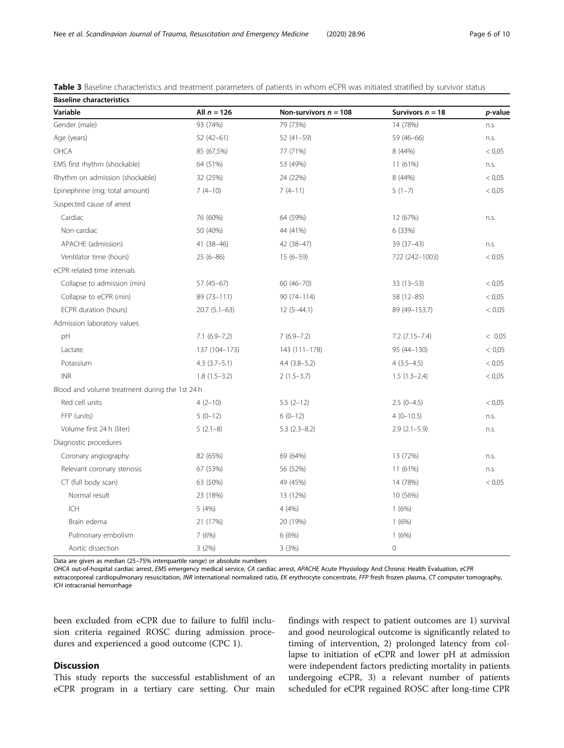**Table 3** Baseline characteristics and treatment parameters of patients in whom eCPR was initiated stratified by survivor status

| **Baseline characteristics** | | | | |
|---|---|---|---|---|
| **Variable** | **All $n = 126$** | **Non-survivors $n = 108$** | **Survivors $n = 18$** | ***p*-value** |
| Gender (male) | 93 (74%) | 79 (73%) | 14 (78%) | n.s. |
| Age (years) | 52 (42–61) | 52 (41–59) | 59 (46–66) | n.s. |
| OHCA | 85 (67,5%) | 77 (71%) | 8 (44%) | < 0,05 |
| EMS first rhythm (shockable) | 64 (51%) | 53 (49%) | 11 (61%) | n.s. |
| Rhythm on admission (shockable) | 32 (25%) | 24 (22%) | 8 (44%) | < 0,05 |
| Epinephrine (mg; total amount) | 7 (4–10) | 7 (4–11) | 5 (1–7) | < 0,05 |
| Suspected cause of arrest | | | | |
| Cardiac | 76 (60%) | 64 (59%) | 12 (67%) | n.s. |
| Non-cardiac | 50 (40%) | 44 (41%) | 6 (33%) | |
| APACHE (admission) | 41 (38–46) | 42 (38–47) | 39 (37–43) | n.s. |
| Ventilator time (hours) | 25 (6–86) | 15 (6–59) | 722 (242–1003) | < 0.05 |
| eCPR related time intervals | | | | |
| Collapse to admission (min) | 57 (45–67) | 60 (46–70) | 33 (13–53) | < 0,05 |
| Collapse to eCPR (min) | 89 (73–111) | 90 (74–114) | 58 (12–85) | < 0,05 |
| ECPR duration (hours) | 20.7 (5.1–63) | 12 (5–44.1) | 89 (49–153.7) | < 0.05 |
| Admission laboratory values | | | | |
| pH | 7.1 (6.9–7,2) | 7 (6.9–7.2) | 7.2 (7.15–7.4) | < 0.05 |
| Lactate | 137 (104–173) | 143 (111–178) | 95 (44–130) | < 0,05 |
| Potassium | 4.3 (3.7–5.1) | 4.4 (3.8–5.2) | 4 (3.5–4.5) | < 0,05 |
| INR | 1.8 (1.5–3.2) | 2 (1.5–3.7) | 1.5 (1.3–2.4) | < 0,05 |
| Blood and volume treatment during the 1st 24 h | | | | |
| Red cell units | 4 (2–10) | 5.5 (2–12) | 2.5 (0–4.5) | < 0,05 |
| FFP (units) | 5 (0–12) | 6 (0–12) | 4 (0–10.3) | n.s. |
| Volume first 24 h (liter) | 5 (2.1–8) | 5.3 (2.3–8.2) | 2.9 (2.1–5.9) | n.s. |
| Diagnostic procedures | | | | |
| Coronary angiography | 82 (65%) | 69 (64%) | 13 (72%) | n.s. |
| Relevant coronary stenosis | 67 (53%) | 56 (52%) | 11 (61%) | n.s. |
| CT (full body scan) | 63 (50%) | 49 (45%) | 14 (78%) | < 0,05 |
| Normal result | 23 (18%) | 13 (12%) | 10 (56%) | |
| ICH | 5 (4%) | 4 (4%) | 1 (6%) | |
| Brain edema | 21 (17%) | 20 (19%) | 1 (6%) | |
| Pulmonary embolism | 7 (6%) | 6 (6%) | 1 (6%) | |
| Aortic dissection | 3 (2%) | 3 (3%) | 0 | |

Data are given as median (25–75% interquartile range) or absolute numbers

*OHCA* out-of-hospital cardiac arrest, *EMS* emergency medical service, *CA* cardiac arrest, *APACHE* Acute Physiology And Chronic Health Evaluation, *eCPR* extracorporeal cardiopulmonary resuscitation, *INR* international normalized ratio, *EK* erythrocyte concentrate, *FFP* fresh frozen plasma, *CT* computer tomography, *ICH* intracranial hemorrhage

been excluded from eCPR due to failure to fulfil inclusion criteria regained ROSC during admission procedures and experienced a good outcome (CPC 1).

## Discussion

This study reports the successful establishment of an eCPR program in a tertiary care setting. Our main findings with respect to patient outcomes are 1) survival and good neurological outcome is significantly related to timing of intervention, 2) prolonged latency from collapse to initiation of eCPR and lower pH at admission were independent factors predicting mortality in patients undergoing eCPR, 3) a relevant number of patients scheduled for eCPR regained ROSC after long-time CPR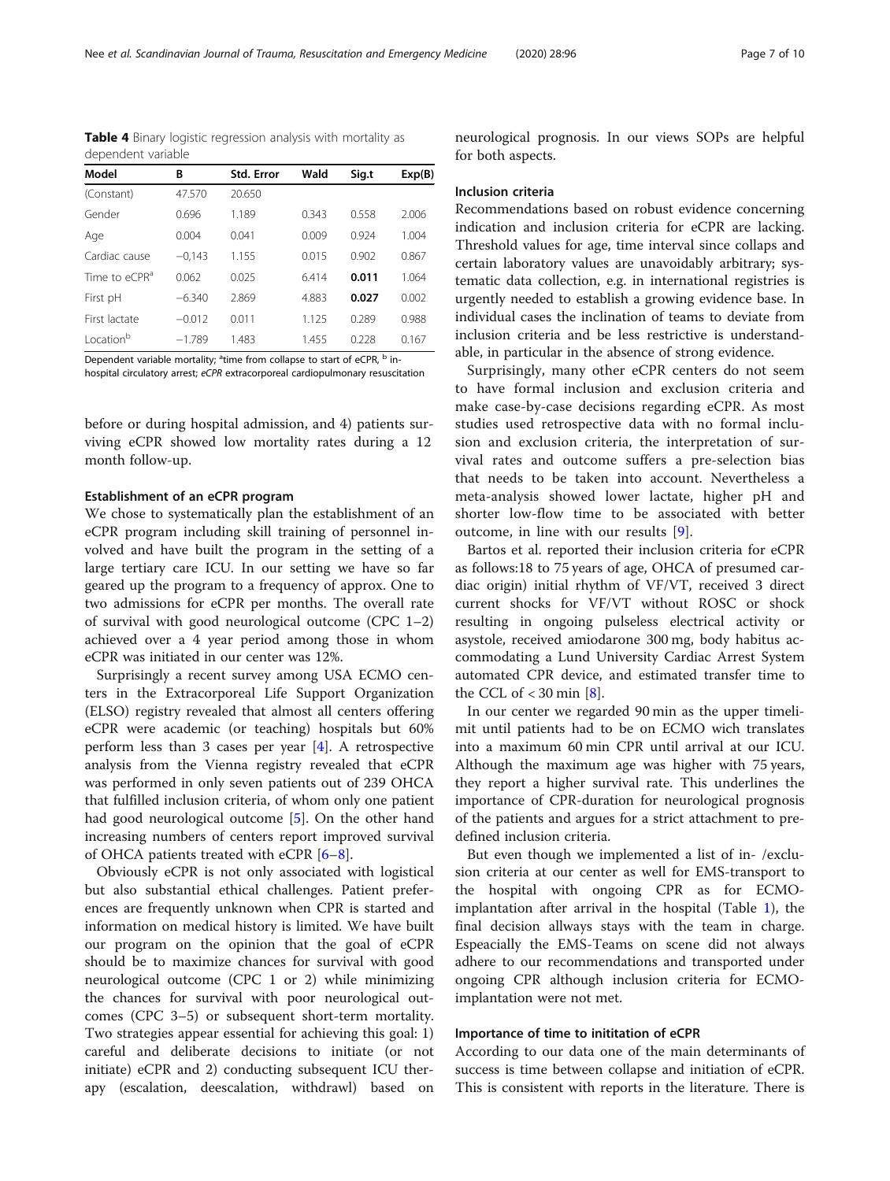**Table 4** Binary logistic regression analysis with mortality as dependent variable

| Model | B | Std. Error | Wald | Sig.t | Exp(B) |
|---|---|---|---|---|---|
| (Constant) | 47.570 | 20.650 | | | |
| Gender | 0.696 | 1.189 | 0.343 | 0.558 | 2.006 |
| Age | 0.004 | 0.041 | 0.009 | 0.924 | 1.004 |
| Cardiac cause | −0,143 | 1.155 | 0.015 | 0.902 | 0.867 |
| Time to eCPR[a] | 0.062 | 0.025 | 6.414 | **0.011** | 1.064 |
| First pH | −6.340 | 2.869 | 4.883 | **0.027** | 0.002 |
| First lactate | −0.012 | 0.011 | 1.125 | 0.289 | 0.988 |
| Location[b] | −1.789 | 1.483 | 1.455 | 0.228 | 0.167 |

Dependent variable mortality; [a]time from collapse to start of eCPR, [b] in-hospital circulatory arrest; *eCPR* extracorporeal cardiopulmonary resuscitation

before or during hospital admission, and 4) patients surviving eCPR showed low mortality rates during a 12 month follow-up.

### Establishment of an eCPR program

We chose to systematically plan the establishment of an eCPR program including skill training of personnel involved and have built the program in the setting of a large tertiary care ICU. In our setting we have so far geared up the program to a frequency of approx. One to two admissions for eCPR per months. The overall rate of survival with good neurological outcome (CPC 1–2) achieved over a 4 year period among those in whom eCPR was initiated in our center was 12%.

Surprisingly a recent survey among USA ECMO centers in the Extracorporeal Life Support Organization (ELSO) registry revealed that almost all centers offering eCPR were academic (or teaching) hospitals but 60% perform less than 3 cases per year [4]. A retrospective analysis from the Vienna registry revealed that eCPR was performed in only seven patients out of 239 OHCA that fulfilled inclusion criteria, of whom only one patient had good neurological outcome [5]. On the other hand increasing numbers of centers report improved survival of OHCA patients treated with eCPR [6–8].

Obviously eCPR is not only associated with logistical but also substantial ethical challenges. Patient preferences are frequently unknown when CPR is started and information on medical history is limited. We have built our program on the opinion that the goal of eCPR should be to maximize chances for survival with good neurological outcome (CPC 1 or 2) while minimizing the chances for survival with poor neurological outcomes (CPC 3–5) or subsequent short-term mortality. Two strategies appear essential for achieving this goal: 1) careful and deliberate decisions to initiate (or not initiate) eCPR and 2) conducting subsequent ICU therapy (escalation, deescalation, withdrawl) based on neurological prognosis. In our views SOPs are helpful for both aspects.

### Inclusion criteria

Recommendations based on robust evidence concerning indication and inclusion criteria for eCPR are lacking. Threshold values for age, time interval since collaps and certain laboratory values are unavoidably arbitrary; systematic data collection, e.g. in international registries is urgently needed to establish a growing evidence base. In individual cases the inclination of teams to deviate from inclusion criteria and be less restrictive is understandable, in particular in the absence of strong evidence.

Surprisingly, many other eCPR centers do not seem to have formal inclusion and exclusion criteria and make case-by-case decisions regarding eCPR. As most studies used retrospective data with no formal inclusion and exclusion criteria, the interpretation of survival rates and outcome suffers a pre-selection bias that needs to be taken into account. Nevertheless a meta-analysis showed lower lactate, higher pH and shorter low-flow time to be associated with better outcome, in line with our results [9].

Bartos et al. reported their inclusion criteria for eCPR as follows:18 to 75 years of age, OHCA of presumed cardiac origin) initial rhythm of VF/VT, received 3 direct current shocks for VF/VT without ROSC or shock resulting in ongoing pulseless electrical activity or asystole, received amiodarone 300 mg, body habitus accommodating a Lund University Cardiac Arrest System automated CPR device, and estimated transfer time to the CCL of < 30 min [8].

In our center we regarded 90 min as the upper timelimit until patients had to be on ECMO wich translates into a maximum 60 min CPR until arrival at our ICU. Although the maximum age was higher with 75 years, they report a higher survival rate. This underlines the importance of CPR-duration for neurological prognosis of the patients and argues for a strict attachment to predefined inclusion criteria.

But even though we implemented a list of in- /exclusion criteria at our center as well for EMS-transport to the hospital with ongoing CPR as for ECMO-implantation after arrival in the hospital (Table 1), the final decision allways stays with the team in charge. Espeacially the EMS-Teams on scene did not always adhere to our recommendations and transported under ongoing CPR although inclusion criteria for ECMO-implantation were not met.

### Importance of time to inititation of eCPR

According to our data one of the main determinants of success is time between collapse and initiation of eCPR. This is consistent with reports in the literature. There is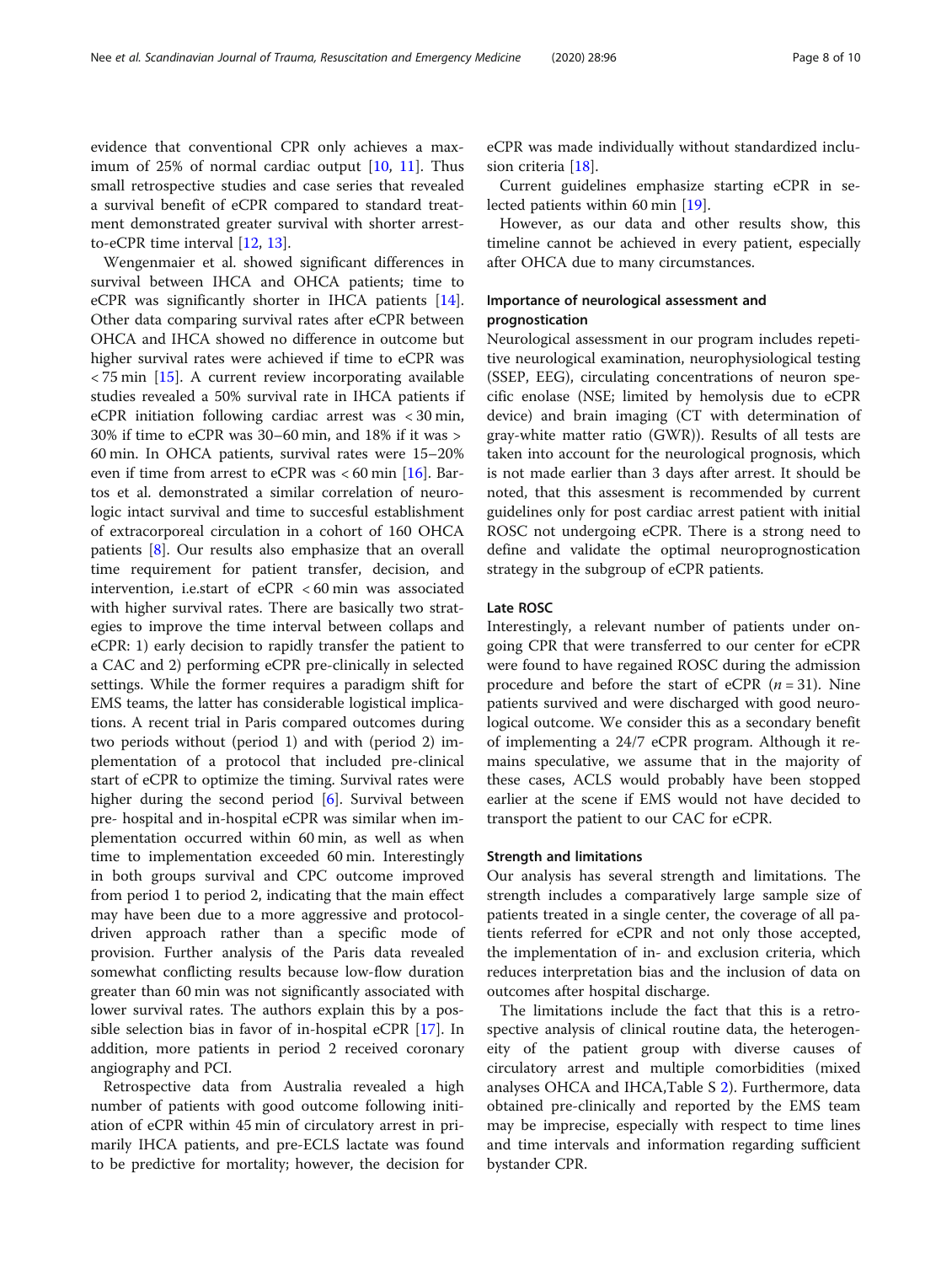evidence that conventional CPR only achieves a maximum of 25% of normal cardiac output [10, 11]. Thus small retrospective studies and case series that revealed a survival benefit of eCPR compared to standard treatment demonstrated greater survival with shorter arrest-to-eCPR time interval [12, 13].

Wengenmaier et al. showed significant differences in survival between IHCA and OHCA patients; time to eCPR was significantly shorter in IHCA patients [14]. Other data comparing survival rates after eCPR between OHCA and IHCA showed no difference in outcome but higher survival rates were achieved if time to eCPR was < 75 min [15]. A current review incorporating available studies revealed a 50% survival rate in IHCA patients if eCPR initiation following cardiac arrest was < 30 min, 30% if time to eCPR was 30–60 min, and 18% if it was > 60 min. In OHCA patients, survival rates were 15–20% even if time from arrest to eCPR was < 60 min [16]. Bartos et al. demonstrated a similar correlation of neurologic intact survival and time to succesful establishment of extracorporeal circulation in a cohort of 160 OHCA patients [8]. Our results also emphasize that an overall time requirement for patient transfer, decision, and intervention, i.e.start of eCPR < 60 min was associated with higher survival rates. There are basically two strategies to improve the time interval between collaps and eCPR: 1) early decision to rapidly transfer the patient to a CAC and 2) performing eCPR pre-clinically in selected settings. While the former requires a paradigm shift for EMS teams, the latter has considerable logistical implications. A recent trial in Paris compared outcomes during two periods without (period 1) and with (period 2) implementation of a protocol that included pre-clinical start of eCPR to optimize the timing. Survival rates were higher during the second period [6]. Survival between pre- hospital and in-hospital eCPR was similar when implementation occurred within 60 min, as well as when time to implementation exceeded 60 min. Interestingly in both groups survival and CPC outcome improved from period 1 to period 2, indicating that the main effect may have been due to a more aggressive and protocol-driven approach rather than a specific mode of provision. Further analysis of the Paris data revealed somewhat conflicting results because low-flow duration greater than 60 min was not significantly associated with lower survival rates. The authors explain this by a possible selection bias in favor of in-hospital eCPR [17]. In addition, more patients in period 2 received coronary angiography and PCI.

Retrospective data from Australia revealed a high number of patients with good outcome following initiation of eCPR within 45 min of circulatory arrest in primarily IHCA patients, and pre-ECLS lactate was found to be predictive for mortality; however, the decision for eCPR was made individually without standardized inclusion criteria [18].

Current guidelines emphasize starting eCPR in selected patients within 60 min [19].

However, as our data and other results show, this timeline cannot be achieved in every patient, especially after OHCA due to many circumstances.

### Importance of neurological assessment and prognostication

Neurological assessment in our program includes repetitive neurological examination, neurophysiological testing (SSEP, EEG), circulating concentrations of neuron specific enolase (NSE; limited by hemolysis due to eCPR device) and brain imaging (CT with determination of gray-white matter ratio (GWR)). Results of all tests are taken into account for the neurological prognosis, which is not made earlier than 3 days after arrest. It should be noted, that this assesment is recommended by current guidelines only for post cardiac arrest patient with initial ROSC not undergoing eCPR. There is a strong need to define and validate the optimal neuroprognostication strategy in the subgroup of eCPR patients.

### Late ROSC

Interestingly, a relevant number of patients under ongoing CPR that were transferred to our center for eCPR were found to have regained ROSC during the admission procedure and before the start of eCPR ($n = 31$). Nine patients survived and were discharged with good neurological outcome. We consider this as a secondary benefit of implementing a 24/7 eCPR program. Although it remains speculative, we assume that in the majority of these cases, ACLS would probably have been stopped earlier at the scene if EMS would not have decided to transport the patient to our CAC for eCPR.

### Strength and limitations

Our analysis has several strength and limitations. The strength includes a comparatively large sample size of patients treated in a single center, the coverage of all patients referred for eCPR and not only those accepted, the implementation of in- and exclusion criteria, which reduces interpretation bias and the inclusion of data on outcomes after hospital discharge.

The limitations include the fact that this is a retrospective analysis of clinical routine data, the heterogeneity of the patient group with diverse causes of circulatory arrest and multiple comorbidities (mixed analyses OHCA and IHCA,Table S 2). Furthermore, data obtained pre-clinically and reported by the EMS team may be imprecise, especially with respect to time lines and time intervals and information regarding sufficient bystander CPR.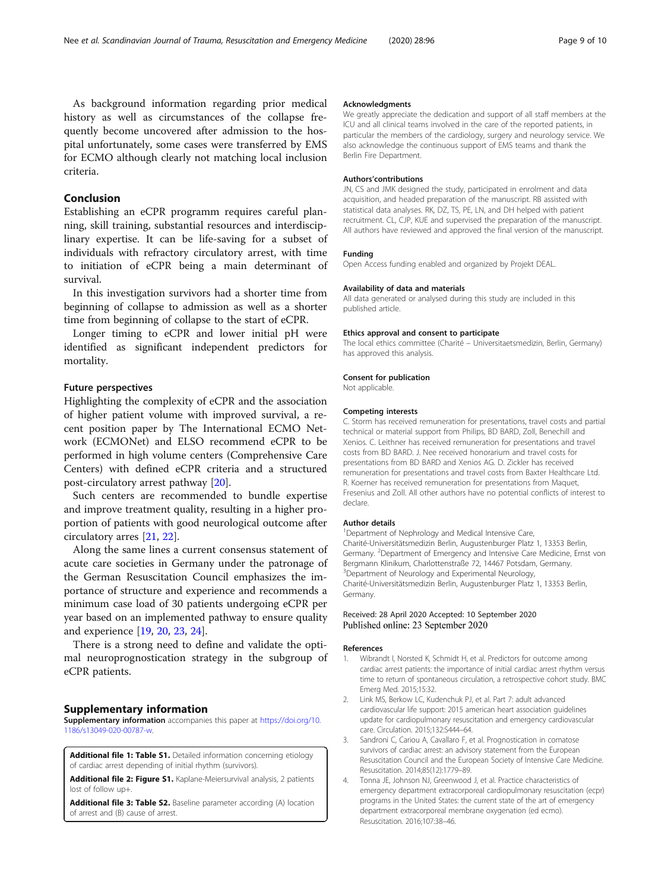As background information regarding prior medical history as well as circumstances of the collapse frequently become uncovered after admission to the hospital unfortunately, some cases were transferred by EMS for ECMO although clearly not matching local inclusion criteria.

## Conclusion

Establishing an eCPR programm requires careful planning, skill training, substantial resources and interdisciplinary expertise. It can be life-saving for a subset of individuals with refractory circulatory arrest, with time to initiation of eCPR being a main determinant of survival.

In this investigation survivors had a shorter time from beginning of collapse to admission as well as a shorter time from beginning of collapse to the start of eCPR.

Longer timing to eCPR and lower initial pH were identified as significant independent predictors for mortality.

### Future perspectives

Highlighting the complexity of eCPR and the association of higher patient volume with improved survival, a recent position paper by The International ECMO Network (ECMONet) and ELSO recommend eCPR to be performed in high volume centers (Comprehensive Care Centers) with defined eCPR criteria and a structured post-circulatory arrest pathway [20].

Such centers are recommended to bundle expertise and improve treatment quality, resulting in a higher proportion of patients with good neurological outcome after circulatory arres [21, 22].

Along the same lines a current consensus statement of acute care societies in Germany under the patronage of the German Resuscitation Council emphasizes the importance of structure and experience and recommends a minimum case load of 30 patients undergoing eCPR per year based on an implemented pathway to ensure quality and experience [19, 20, 23, 24].

There is a strong need to define and validate the optimal neuroprognostication strategy in the subgroup of eCPR patients.

## Supplementary information

**Supplementary information** accompanies this paper at https://doi.org/10.1186/s13049-020-00787-w.

**Additional file 1: Table S1.** Detailed information concerning etiology of cardiac arrest depending of initial rhythm (survivors).

**Additional file 2: Figure S1.** Kaplane-Meiersurvival analysis, 2 patients lost of follow up+.

**Additional file 3: Table S2.** Baseline parameter according (A) location of arrest and (B) cause of arrest.

#### Acknowledgments

We greatly appreciate the dedication and support of all staff members at the ICU and all clinical teams involved in the care of the reported patients, in particular the members of the cardiology, surgery and neurology service. We also acknowledge the continuous support of EMS teams and thank the Berlin Fire Department.

#### Authors'contributions

JN, CS and JMK designed the study, participated in enrolment and data acquisition, and headed preparation of the manuscript. RB assisted with statistical data analyses. RK, DZ, TS, PE, LN, and DH helped with patient recruitment. CL, CJP, KUE and supervised the preparation of the manuscript. All authors have reviewed and approved the final version of the manuscript.

#### Funding

Open Access funding enabled and organized by Projekt DEAL.

#### Availability of data and materials

All data generated or analysed during this study are included in this published article.

#### Ethics approval and consent to participate

The local ethics committee (Charité – Universitaetsmedizin, Berlin, Germany) has approved this analysis.

#### Consent for publication

Not applicable.

#### Competing interests

C. Storm has received remuneration for presentations, travel costs and partial technical or material support from Philips, BD BARD, Zoll, Benechill and Xenios. C. Leithner has received remuneration for presentations and travel costs from BD BARD. J. Nee received honorarium and travel costs for presentations from BD BARD and Xenios AG. D. Zickler has received remuneration for presentations and travel costs from Baxter Healthcare Ltd. R. Koerner has received remuneration for presentations from Maquet, Fresenius and Zoll. All other authors have no potential conflicts of interest to declare.

#### Author details

[1]Department of Nephrology and Medical Intensive Care, Charité-Universitätsmedizin Berlin, Augustenburger Platz 1, 13353 Berlin, Germany. [2]Department of Emergency and Intensive Care Medicine, Ernst von Bergmann Klinikum, Charlottenstraße 72, 14467 Potsdam, Germany. [3]Department of Neurology and Experimental Neurology, Charité-Universitätsmedizin Berlin, Augustenburger Platz 1, 13353 Berlin, Germany.

Received: 28 April 2020 Accepted: 10 September 2020
Published online: 23 September 2020

#### References

1. Wibrandt I, Norsted K, Schmidt H, et al. Predictors for outcome among cardiac arrest patients: the importance of initial cardiac arrest rhythm versus time to return of spontaneous circulation, a retrospective cohort study. BMC Emerg Med. 2015;15:32.
2. Link MS, Berkow LC, Kudenchuk PJ, et al. Part 7: adult advanced cardiovascular life support: 2015 american heart association guidelines update for cardiopulmonary resuscitation and emergency cardiovascular care. Circulation. 2015;132:S444–64.
3. Sandroni C, Cariou A, Cavallaro F, et al. Prognostication in comatose survivors of cardiac arrest: an advisory statement from the European Resuscitation Council and the European Society of Intensive Care Medicine. Resuscitation. 2014;85(12):1779–89.
4. Tonna JE, Johnson NJ, Greenwood J, et al. Practice characteristics of emergency department extracorporeal cardiopulmonary resuscitation (ecpr) programs in the United States: the current state of the art of emergency department extracorporeal membrane oxygenation (ed ecmo). Resuscitation. 2016;107:38–46.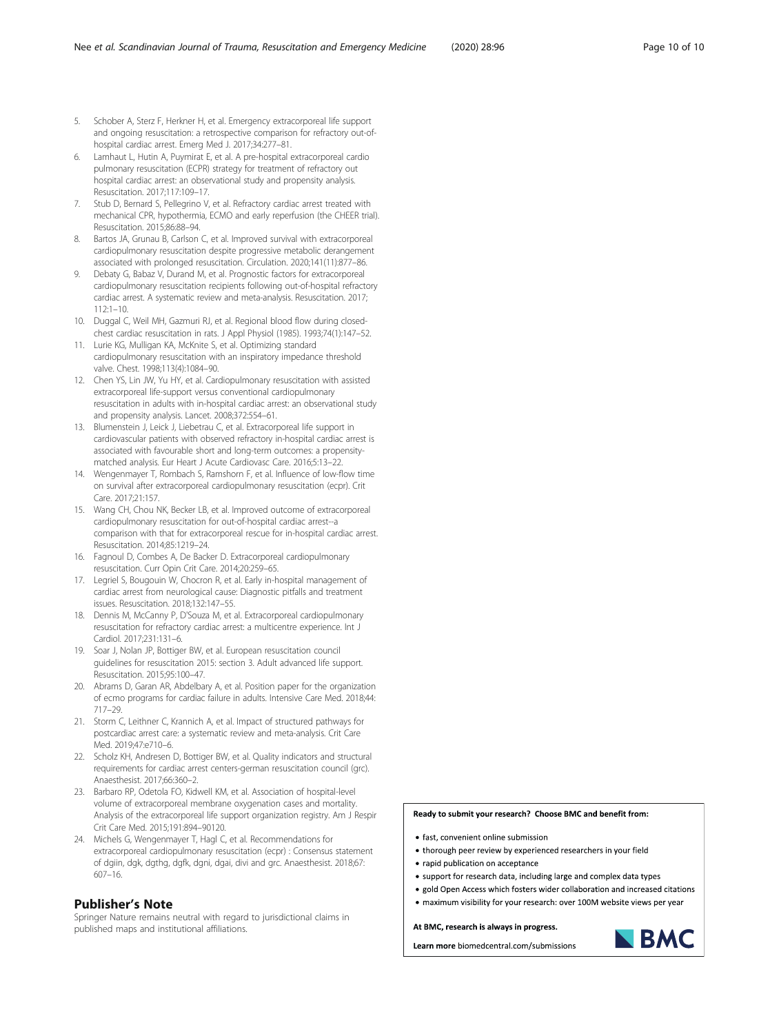5. Schober A, Sterz F, Herkner H, et al. Emergency extracorporeal life support and ongoing resuscitation: a retrospective comparison for refractory out-of-hospital cardiac arrest. Emerg Med J. 2017;34:277–81.
6. Lamhaut L, Hutin A, Puymirat E, et al. A pre-hospital extracorporeal cardio pulmonary resuscitation (ECPR) strategy for treatment of refractory out hospital cardiac arrest: an observational study and propensity analysis. Resuscitation. 2017;117:109–17.
7. Stub D, Bernard S, Pellegrino V, et al. Refractory cardiac arrest treated with mechanical CPR, hypothermia, ECMO and early reperfusion (the CHEER trial). Resuscitation. 2015;86:88–94.
8. Bartos JA, Grunau B, Carlson C, et al. Improved survival with extracorporeal cardiopulmonary resuscitation despite progressive metabolic derangement associated with prolonged resuscitation. Circulation. 2020;141(11):877–86.
9. Debaty G, Babaz V, Durand M, et al. Prognostic factors for extracorporeal cardiopulmonary resuscitation recipients following out-of-hospital refractory cardiac arrest. A systematic review and meta-analysis. Resuscitation. 2017; 112:1–10.
10. Duggal C, Weil MH, Gazmuri RJ, et al. Regional blood flow during closed-chest cardiac resuscitation in rats. J Appl Physiol (1985). 1993;74(1):147–52.
11. Lurie KG, Mulligan KA, McKnite S, et al. Optimizing standard cardiopulmonary resuscitation with an inspiratory impedance threshold valve. Chest. 1998;113(4):1084–90.
12. Chen YS, Lin JW, Yu HY, et al. Cardiopulmonary resuscitation with assisted extracorporeal life-support versus conventional cardiopulmonary resuscitation in adults with in-hospital cardiac arrest: an observational study and propensity analysis. Lancet. 2008;372:554–61.
13. Blumenstein J, Leick J, Liebetrau C, et al. Extracorporeal life support in cardiovascular patients with observed refractory in-hospital cardiac arrest is associated with favourable short and long-term outcomes: a propensity-matched analysis. Eur Heart J Acute Cardiovasc Care. 2016;5:13–22.
14. Wengenmayer T, Rombach S, Ramshorn F, et al. Influence of low-flow time on survival after extracorporeal cardiopulmonary resuscitation (ecpr). Crit Care. 2017;21:157.
15. Wang CH, Chou NK, Becker LB, et al. Improved outcome of extracorporeal cardiopulmonary resuscitation for out-of-hospital cardiac arrest--a comparison with that for extracorporeal rescue for in-hospital cardiac arrest. Resuscitation. 2014;85:1219–24.
16. Fagnoul D, Combes A, De Backer D. Extracorporeal cardiopulmonary resuscitation. Curr Opin Crit Care. 2014;20:259–65.
17. Legriel S, Bougouin W, Chocron R, et al. Early in-hospital management of cardiac arrest from neurological cause: Diagnostic pitfalls and treatment issues. Resuscitation. 2018;132:147–55.
18. Dennis M, McCanny P, D'Souza M, et al. Extracorporeal cardiopulmonary resuscitation for refractory cardiac arrest: a multicentre experience. Int J Cardiol. 2017;231:131–6.
19. Soar J, Nolan JP, Bottiger BW, et al. European resuscitation council guidelines for resuscitation 2015: section 3. Adult advanced life support. Resuscitation. 2015;95:100–47.
20. Abrams D, Garan AR, Abdelbary A, et al. Position paper for the organization of ecmo programs for cardiac failure in adults. Intensive Care Med. 2018;44: 717–29.
21. Storm C, Leithner C, Krannich A, et al. Impact of structured pathways for postcardiac arrest care: a systematic review and meta-analysis. Crit Care Med. 2019;47:e710–6.
22. Scholz KH, Andresen D, Bottiger BW, et al. Quality indicators and structural requirements for cardiac arrest centers-german resuscitation council (grc). Anaesthesist. 2017;66:360–2.
23. Barbaro RP, Odetola FO, Kidwell KM, et al. Association of hospital-level volume of extracorporeal membrane oxygenation cases and mortality. Analysis of the extracorporeal life support organization registry. Am J Respir Crit Care Med. 2015;191:894–90120.
24. Michels G, Wengenmayer T, Hagl C, et al. Recommendations for extracorporeal cardiopulmonary resuscitation (ecpr) : Consensus statement of dgiin, dgk, dgthg, dgfk, dgni, dgai, divi and grc. Anaesthesist. 2018;67: 607–16.

## Publisher's Note

Springer Nature remains neutral with regard to jurisdictional claims in published maps and institutional affiliations.

**Ready to submit your research? Choose BMC and benefit from:**

- fast, convenient online submission
- thorough peer review by experienced researchers in your field
- rapid publication on acceptance
- support for research data, including large and complex data types
- gold Open Access which fosters wider collaboration and increased citations
- maximum visibility for your research: over 100M website views per year

**At BMC, research is always in progress.**

**Learn more** biomedcentral.com/submissions